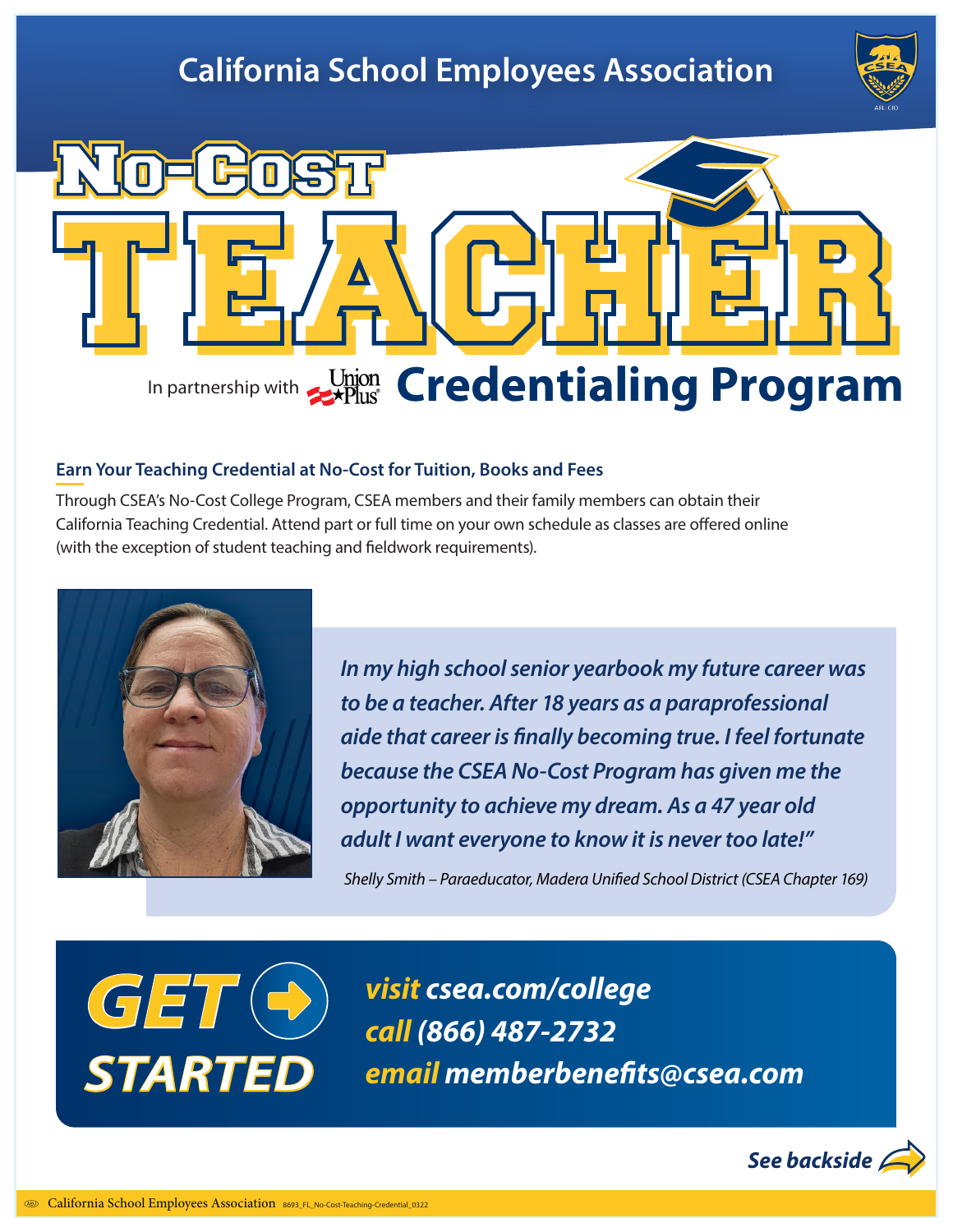# California School Employees Association

# No-Cost TEACHER Credentialing Program

In partnership with Union Plus

### Earn Your Teaching Credential at No-Cost for Tuition, Books and Fees

Through CSEA's No-Cost College Program, CSEA members and their family members can obtain their California Teaching Credential. Attend part or full time on your own schedule as classes are offered online (with the exception of student teaching and fieldwork requirements).

*In my high school senior yearbook my future career was to be a teacher. After 18 years as a paraprofessional aide that career is finally becoming true. I feel fortunate because the CSEA No-Cost Program has given me the opportunity to achieve my dream. As a 47 year old adult I want everyone to know it is never too late!"*

*Shelly Smith – Paraeducator, Madera Unified School District (CSEA Chapter 169)*

## GET STARTED

**visit csea.com/college**
**call (866) 487-2732**
**email memberbenefits@csea.com**

**See backside**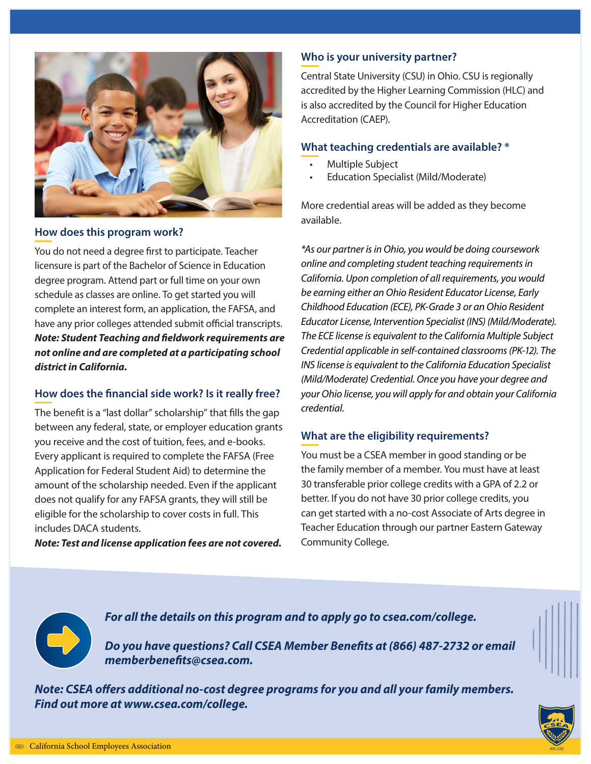## How does this program work?

You do not need a degree first to participate. Teacher licensure is part of the Bachelor of Science in Education degree program. Attend part or full time on your own schedule as classes are online. To get started you will complete an interest form, an application, the FAFSA, and have any prior colleges attended submit official transcripts. ***Note: Student Teaching and fieldwork requirements are not online and are completed at a participating school district in California.***

## How does the financial side work? Is it really free?

The benefit is a "last dollar" scholarship" that fills the gap between any federal, state, or employer education grants you receive and the cost of tuition, fees, and e-books. Every applicant is required to complete the FAFSA (Free Application for Federal Student Aid) to determine the amount of the scholarship needed. Even if the applicant does not qualify for any FAFSA grants, they will still be eligible for the scholarship to cover costs in full. This includes DACA students.

***Note: Test and license application fees are not covered.***

## Who is your university partner?

Central State University (CSU) in Ohio. CSU is regionally accredited by the Higher Learning Commission (HLC) and is also accredited by the Council for Higher Education Accreditation (CAEP).

## What teaching credentials are available? *

- Multiple Subject
- Education Specialist (Mild/Moderate)

More credential areas will be added as they become available.

*\*As our partner is in Ohio, you would be doing coursework online and completing student teaching requirements in California. Upon completion of all requirements, you would be earning either an Ohio Resident Educator License, Early Childhood Education (ECE), PK-Grade 3 or an Ohio Resident Educator License, Intervention Specialist (INS) (Mild/Moderate). The ECE license is equivalent to the California Multiple Subject Credential applicable in self-contained classrooms (PK-12). The INS license is equivalent to the California Education Specialist (Mild/Moderate) Credential. Once you have your degree and your Ohio license, you will apply for and obtain your California credential.*

## What are the eligibility requirements?

You must be a CSEA member in good standing or be the family member of a member. You must have at least 30 transferable prior college credits with a GPA of 2.2 or better. If you do not have 30 prior college credits, you can get started with a no-cost Associate of Arts degree in Teacher Education through our partner Eastern Gateway Community College.

***For all the details on this program and to apply go to csea.com/college.***

***Do you have questions? Call CSEA Member Benefits at (866) 487-2732 or email memberbenefits@csea.com.***

***Note: CSEA offers additional no-cost degree programs for you and all your family members. Find out more at www.csea.com/college.***

California School Employees Association